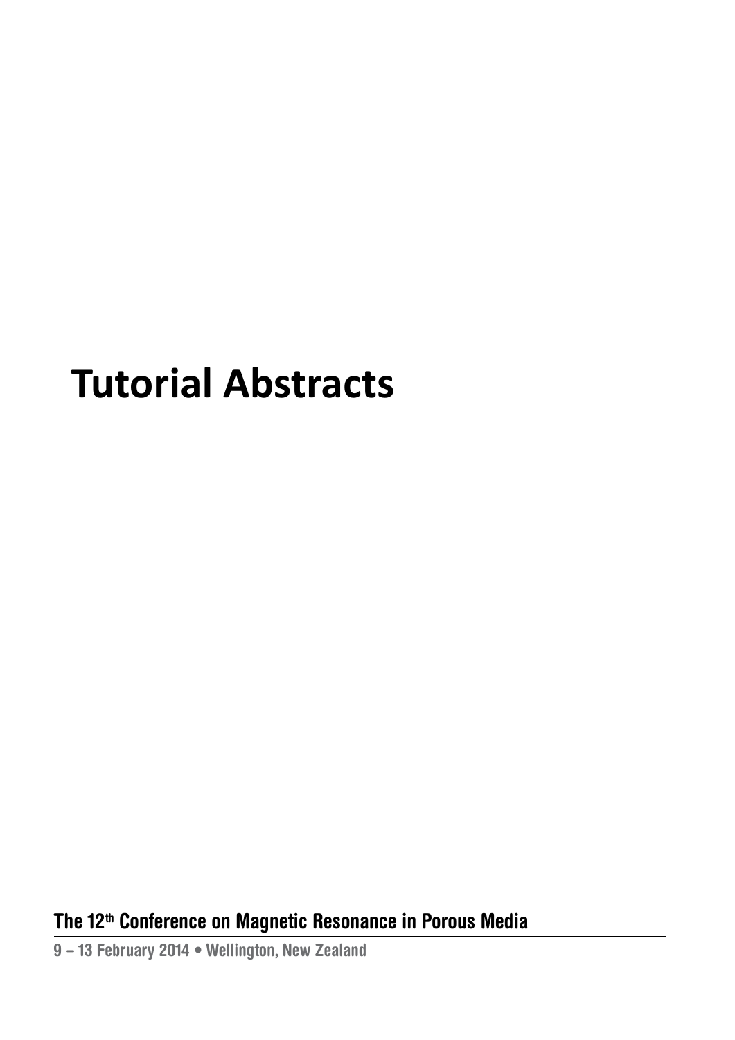# Tutorial Abstracts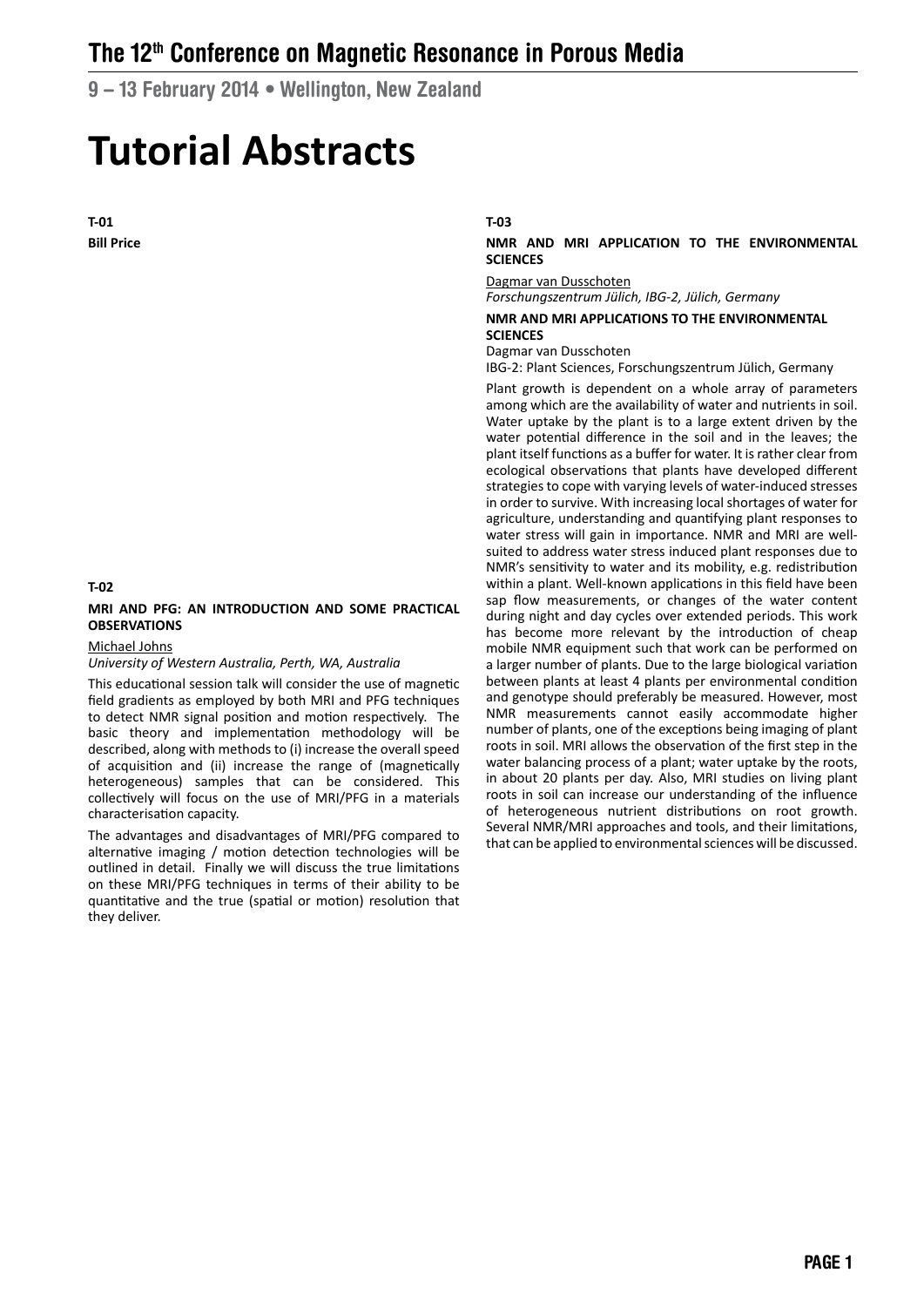# Tutorial Abstracts

**T-01**

**Bill Price**

**T-02**

**MRI AND PFG: AN INTRODUCTION AND SOME PRACTICAL OBSERVATIONS**

Michael Johns

*University of Western Australia, Perth, WA, Australia*

This educational session talk will consider the use of magnetic field gradients as employed by both MRI and PFG techniques to detect NMR signal position and motion respectively. The basic theory and implementation methodology will be described, along with methods to (i) increase the overall speed of acquisition and (ii) increase the range of (magnetically heterogeneous) samples that can be considered. This collectively will focus on the use of MRI/PFG in a materials characterisation capacity.

The advantages and disadvantages of MRI/PFG compared to alternative imaging / motion detection technologies will be outlined in detail. Finally we will discuss the true limitations on these MRI/PFG techniques in terms of their ability to be quantitative and the true (spatial or motion) resolution that they deliver.

**T-03**

**NMR AND MRI APPLICATION TO THE ENVIRONMENTAL SCIENCES**

Dagmar van Dusschoten

*Forschungszentrum Jülich, IBG-2, Jülich, Germany*

**NMR AND MRI APPLICATIONS TO THE ENVIRONMENTAL SCIENCES**

Dagmar van Dusschoten

IBG-2: Plant Sciences, Forschungszentrum Jülich, Germany

Plant growth is dependent on a whole array of parameters among which are the availability of water and nutrients in soil. Water uptake by the plant is to a large extent driven by the water potential difference in the soil and in the leaves; the plant itself functions as a buffer for water. It is rather clear from ecological observations that plants have developed different strategies to cope with varying levels of water-induced stresses in order to survive. With increasing local shortages of water for agriculture, understanding and quantifying plant responses to water stress will gain in importance. NMR and MRI are well-suited to address water stress induced plant responses due to NMR's sensitivity to water and its mobility, e.g. redistribution within a plant. Well-known applications in this field have been sap flow measurements, or changes of the water content during night and day cycles over extended periods. This work has become more relevant by the introduction of cheap mobile NMR equipment such that work can be performed on a larger number of plants. Due to the large biological variation between plants at least 4 plants per environmental condition and genotype should preferably be measured. However, most NMR measurements cannot easily accommodate higher number of plants, one of the exceptions being imaging of plant roots in soil. MRI allows the observation of the first step in the water balancing process of a plant; water uptake by the roots, in about 20 plants per day. Also, MRI studies on living plant roots in soil can increase our understanding of the influence of heterogeneous nutrient distributions on root growth. Several NMR/MRI approaches and tools, and their limitations, that can be applied to environmental sciences will be discussed.